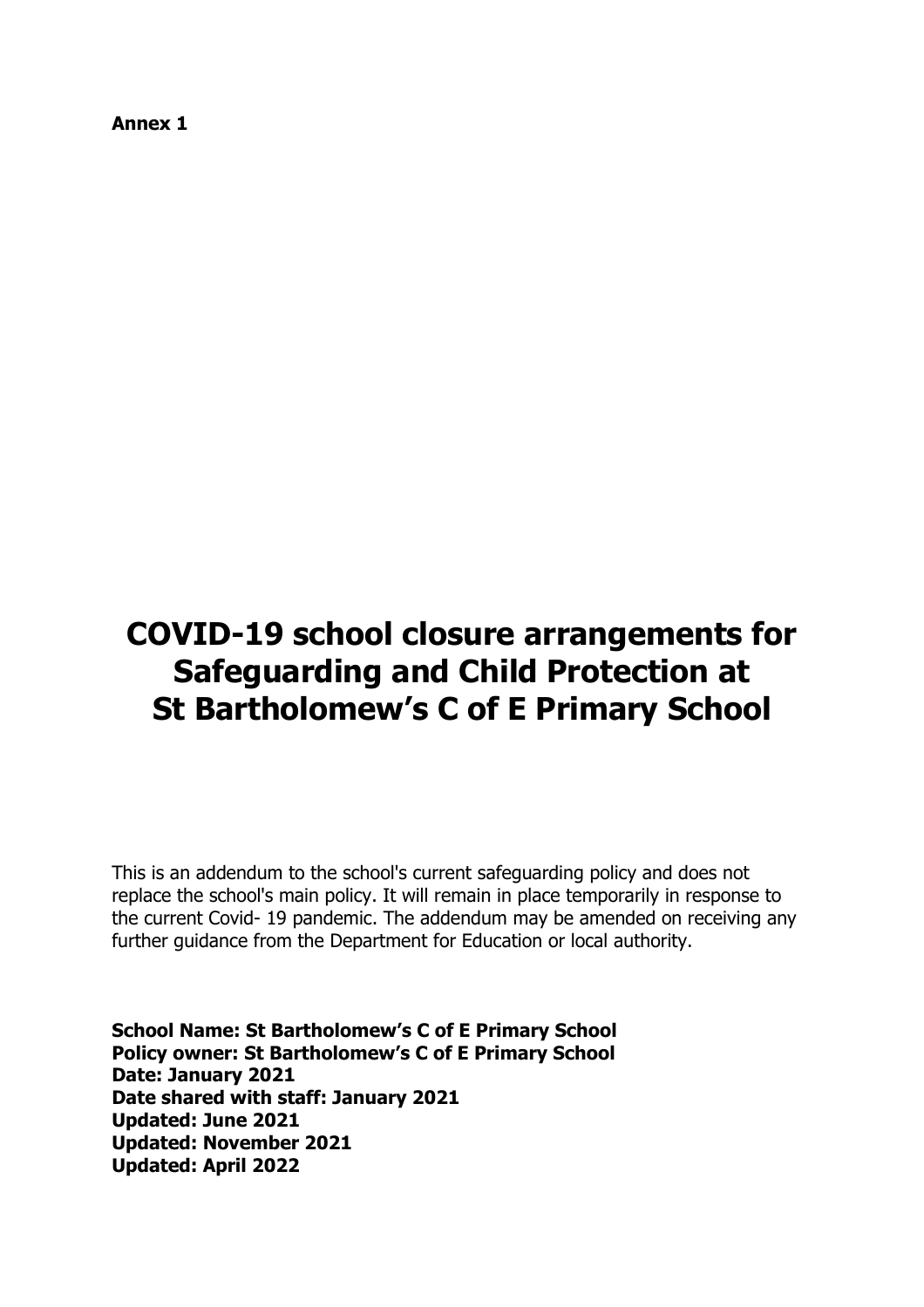**Annex 1**

# COVID-19 school closure arrangements for Safeguarding and Child Protection at St Bartholomew's C of E Primary School

This is an addendum to the school's current safeguarding policy and does not replace the school's main policy. It will remain in place temporarily in response to the current Covid- 19 pandemic. The addendum may be amended on receiving any further guidance from the Department for Education or local authority.

**School Name: St Bartholomew's C of E Primary School**
**Policy owner: St Bartholomew's C of E Primary School**
**Date: January 2021**
**Date shared with staff: January 2021**
**Updated: June 2021**
**Updated: November 2021**
**Updated: April 2022**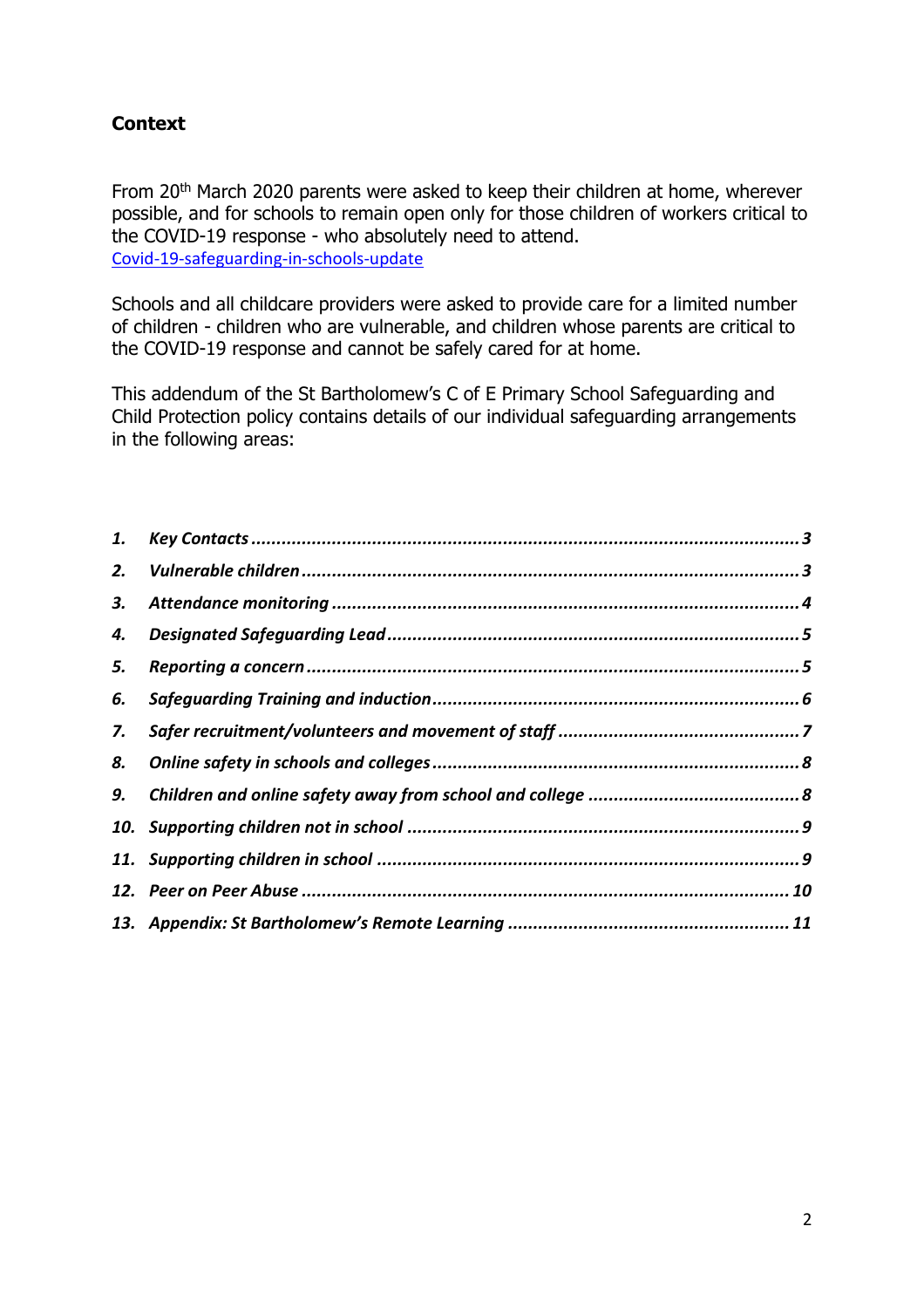## Context

From 20th March 2020 parents were asked to keep their children at home, wherever possible, and for schools to remain open only for those children of workers critical to the COVID-19 response - who absolutely need to attend.
[Covid-19-safeguarding-in-schools-update]

Schools and all childcare providers were asked to provide care for a limited number of children - children who are vulnerable, and children whose parents are critical to the COVID-19 response and cannot be safely cared for at home.

This addendum of the St Bartholomew's C of E Primary School Safeguarding and Child Protection policy contains details of our individual safeguarding arrangements in the following areas:

1. ***Key Contacts*** ........................................ ***3***
2. ***Vulnerable children*** ........................................ ***3***
3. ***Attendance monitoring*** ........................................ ***4***
4. ***Designated Safeguarding Lead*** ........................................ ***5***
5. ***Reporting a concern*** ........................................ ***5***
6. ***Safeguarding Training and induction*** ........................................ ***6***
7. ***Safer recruitment/volunteers and movement of staff*** ........................................ ***7***
8. ***Online safety in schools and colleges*** ........................................ ***8***
9. ***Children and online safety away from school and college*** ........................................ ***8***
10. ***Supporting children not in school*** ........................................ ***9***
11. ***Supporting children in school*** ........................................ ***9***
12. ***Peer on Peer Abuse*** ........................................ ***10***
13. ***Appendix: St Bartholomew's Remote Learning*** ........................................ ***11***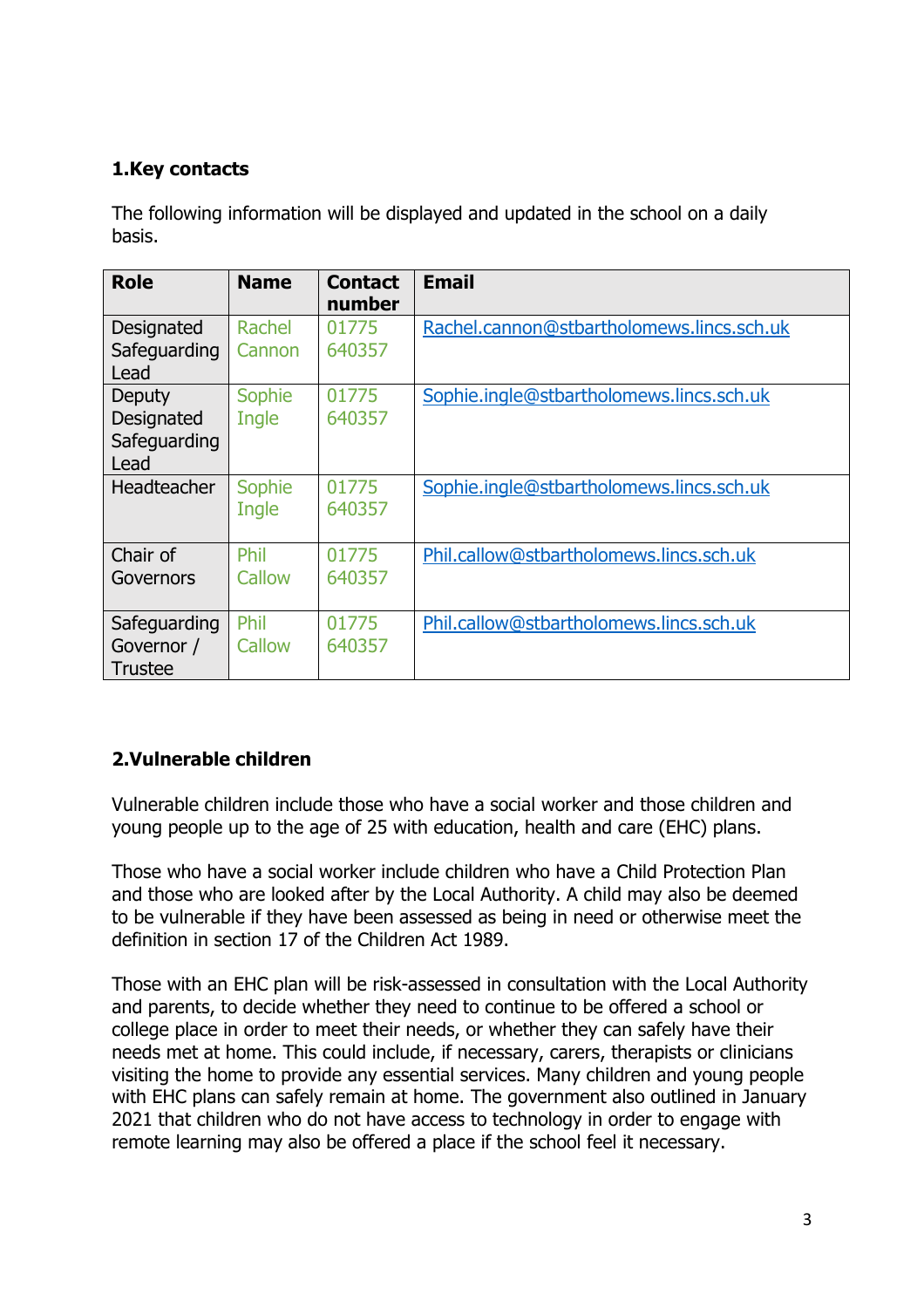## 1. Key contacts

The following information will be displayed and updated in the school on a daily basis.

| Role | Name | Contact number | Email |
|---|---|---|---|
| Designated Safeguarding Lead | Rachel Cannon | 01775 640357 | Rachel.cannon@stbartholomews.lincs.sch.uk |
| Deputy Designated Safeguarding Lead | Sophie Ingle | 01775 640357 | Sophie.ingle@stbartholomews.lincs.sch.uk |
| Headteacher | Sophie Ingle | 01775 640357 | Sophie.ingle@stbartholomews.lincs.sch.uk |
| Chair of Governors | Phil Callow | 01775 640357 | Phil.callow@stbartholomews.lincs.sch.uk |
| Safeguarding Governor / Trustee | Phil Callow | 01775 640357 | Phil.callow@stbartholomews.lincs.sch.uk |

## 2. Vulnerable children

Vulnerable children include those who have a social worker and those children and young people up to the age of 25 with education, health and care (EHC) plans.

Those who have a social worker include children who have a Child Protection Plan and those who are looked after by the Local Authority. A child may also be deemed to be vulnerable if they have been assessed as being in need or otherwise meet the definition in section 17 of the Children Act 1989.

Those with an EHC plan will be risk-assessed in consultation with the Local Authority and parents, to decide whether they need to continue to be offered a school or college place in order to meet their needs, or whether they can safely have their needs met at home. This could include, if necessary, carers, therapists or clinicians visiting the home to provide any essential services. Many children and young people with EHC plans can safely remain at home. The government also outlined in January 2021 that children who do not have access to technology in order to engage with remote learning may also be offered a place if the school feel it necessary.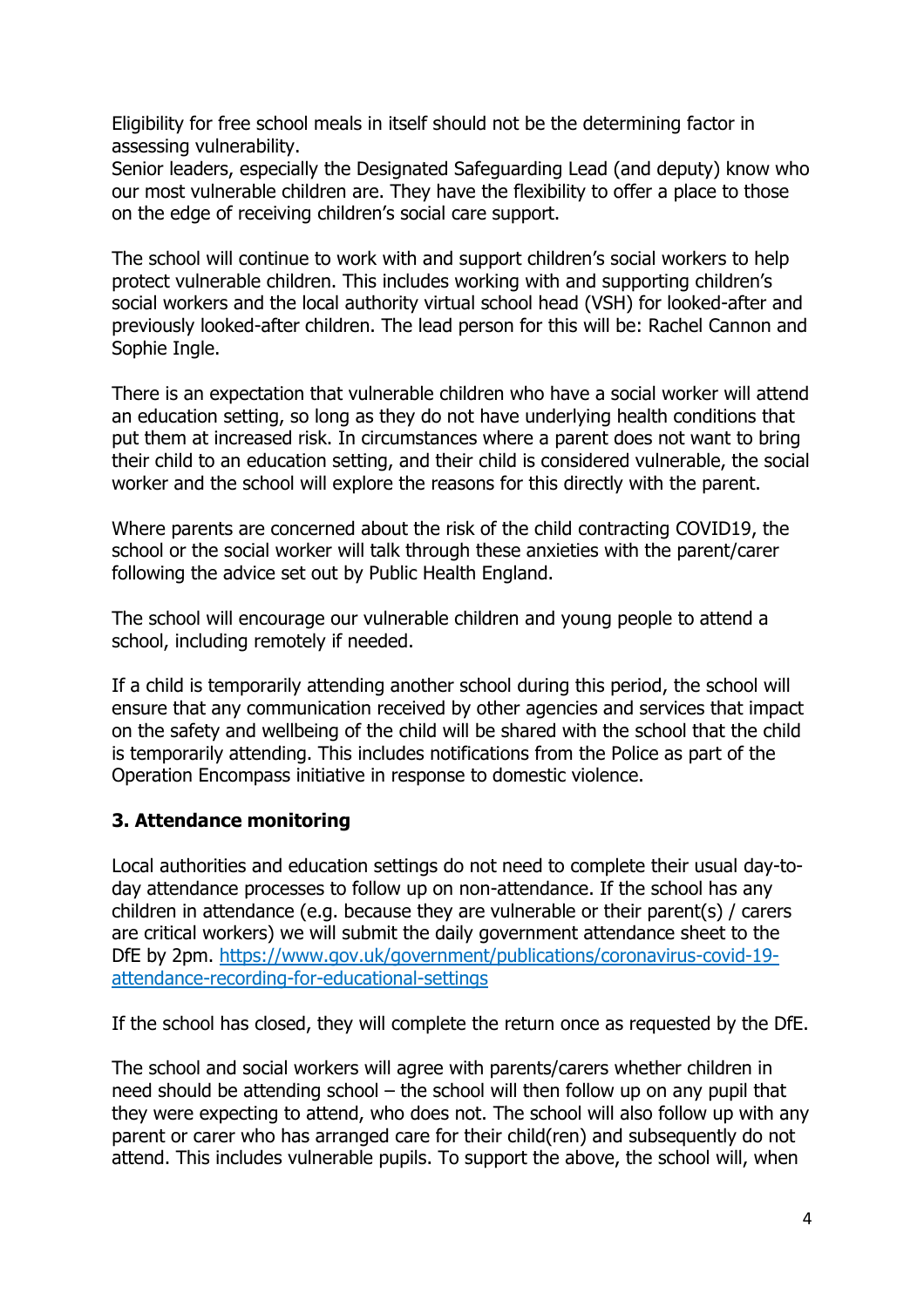Eligibility for free school meals in itself should not be the determining factor in assessing vulnerability.
Senior leaders, especially the Designated Safeguarding Lead (and deputy) know who our most vulnerable children are. They have the flexibility to offer a place to those on the edge of receiving children's social care support.

The school will continue to work with and support children's social workers to help protect vulnerable children. This includes working with and supporting children's social workers and the local authority virtual school head (VSH) for looked-after and previously looked-after children. The lead person for this will be: Rachel Cannon and Sophie Ingle.

There is an expectation that vulnerable children who have a social worker will attend an education setting, so long as they do not have underlying health conditions that put them at increased risk. In circumstances where a parent does not want to bring their child to an education setting, and their child is considered vulnerable, the social worker and the school will explore the reasons for this directly with the parent.

Where parents are concerned about the risk of the child contracting COVID19, the school or the social worker will talk through these anxieties with the parent/carer following the advice set out by Public Health England.

The school will encourage our vulnerable children and young people to attend a school, including remotely if needed.

If a child is temporarily attending another school during this period, the school will ensure that any communication received by other agencies and services that impact on the safety and wellbeing of the child will be shared with the school that the child is temporarily attending. This includes notifications from the Police as part of the Operation Encompass initiative in response to domestic violence.

### 3. Attendance monitoring

Local authorities and education settings do not need to complete their usual day-to-day attendance processes to follow up on non-attendance. If the school has any children in attendance (e.g. because they are vulnerable or their parent(s) / carers are critical workers) we will submit the daily government attendance sheet to the DfE by 2pm. [https://www.gov.uk/government/publications/coronavirus-covid-19-attendance-recording-for-educational-settings](https://www.gov.uk/government/publications/coronavirus-covid-19-attendance-recording-for-educational-settings)

If the school has closed, they will complete the return once as requested by the DfE.

The school and social workers will agree with parents/carers whether children in need should be attending school – the school will then follow up on any pupil that they were expecting to attend, who does not. The school will also follow up with any parent or carer who has arranged care for their child(ren) and subsequently do not attend. This includes vulnerable pupils. To support the above, the school will, when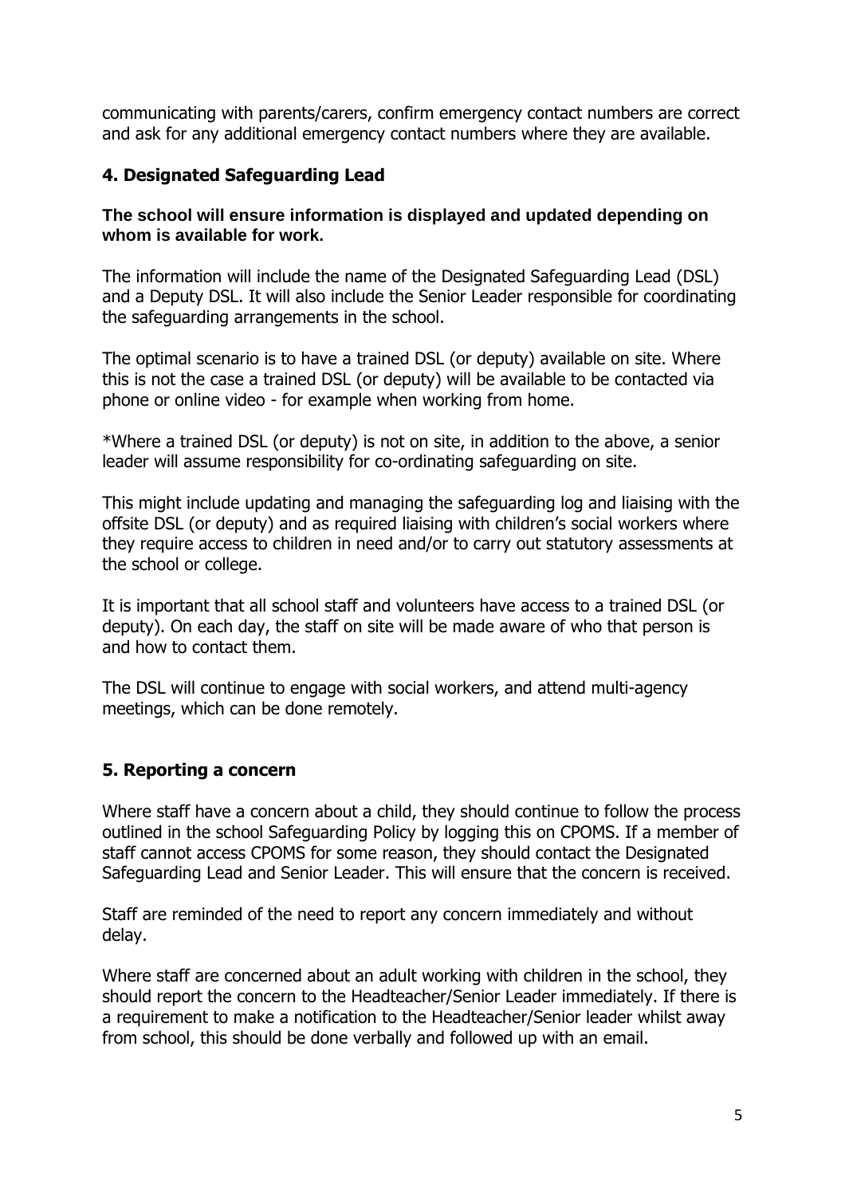communicating with parents/carers, confirm emergency contact numbers are correct and ask for any additional emergency contact numbers where they are available.

### 4. Designated Safeguarding Lead

**The school will ensure information is displayed and updated depending on whom is available for work.**

The information will include the name of the Designated Safeguarding Lead (DSL) and a Deputy DSL. It will also include the Senior Leader responsible for coordinating the safeguarding arrangements in the school.

The optimal scenario is to have a trained DSL (or deputy) available on site. Where this is not the case a trained DSL (or deputy) will be available to be contacted via phone or online video - for example when working from home.

*Where a trained DSL (or deputy) is not on site, in addition to the above, a senior leader will assume responsibility for co-ordinating safeguarding on site.

This might include updating and managing the safeguarding log and liaising with the offsite DSL (or deputy) and as required liaising with children's social workers where they require access to children in need and/or to carry out statutory assessments at the school or college.

It is important that all school staff and volunteers have access to a trained DSL (or deputy). On each day, the staff on site will be made aware of who that person is and how to contact them.

The DSL will continue to engage with social workers, and attend multi-agency meetings, which can be done remotely.

### 5. Reporting a concern

Where staff have a concern about a child, they should continue to follow the process outlined in the school Safeguarding Policy by logging this on CPOMS. If a member of staff cannot access CPOMS for some reason, they should contact the Designated Safeguarding Lead and Senior Leader. This will ensure that the concern is received.

Staff are reminded of the need to report any concern immediately and without delay.

Where staff are concerned about an adult working with children in the school, they should report the concern to the Headteacher/Senior Leader immediately. If there is a requirement to make a notification to the Headteacher/Senior leader whilst away from school, this should be done verbally and followed up with an email.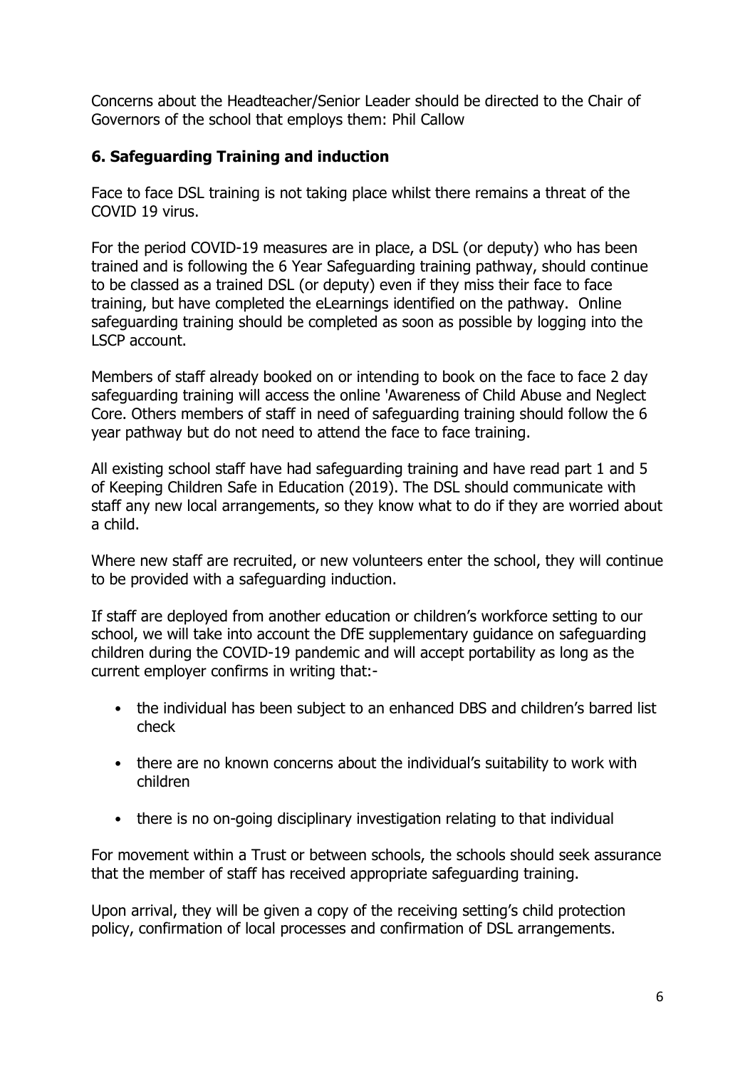Concerns about the Headteacher/Senior Leader should be directed to the Chair of Governors of the school that employs them: Phil Callow

## 6. Safeguarding Training and induction

Face to face DSL training is not taking place whilst there remains a threat of the COVID 19 virus.

For the period COVID-19 measures are in place, a DSL (or deputy) who has been trained and is following the 6 Year Safeguarding training pathway, should continue to be classed as a trained DSL (or deputy) even if they miss their face to face training, but have completed the eLearnings identified on the pathway. Online safeguarding training should be completed as soon as possible by logging into the LSCP account.

Members of staff already booked on or intending to book on the face to face 2 day safeguarding training will access the online 'Awareness of Child Abuse and Neglect Core. Others members of staff in need of safeguarding training should follow the 6 year pathway but do not need to attend the face to face training.

All existing school staff have had safeguarding training and have read part 1 and 5 of Keeping Children Safe in Education (2019). The DSL should communicate with staff any new local arrangements, so they know what to do if they are worried about a child.

Where new staff are recruited, or new volunteers enter the school, they will continue to be provided with a safeguarding induction.

If staff are deployed from another education or children's workforce setting to our school, we will take into account the DfE supplementary guidance on safeguarding children during the COVID-19 pandemic and will accept portability as long as the current employer confirms in writing that:-

- the individual has been subject to an enhanced DBS and children's barred list check
- there are no known concerns about the individual's suitability to work with children
- there is no on-going disciplinary investigation relating to that individual

For movement within a Trust or between schools, the schools should seek assurance that the member of staff has received appropriate safeguarding training.

Upon arrival, they will be given a copy of the receiving setting's child protection policy, confirmation of local processes and confirmation of DSL arrangements.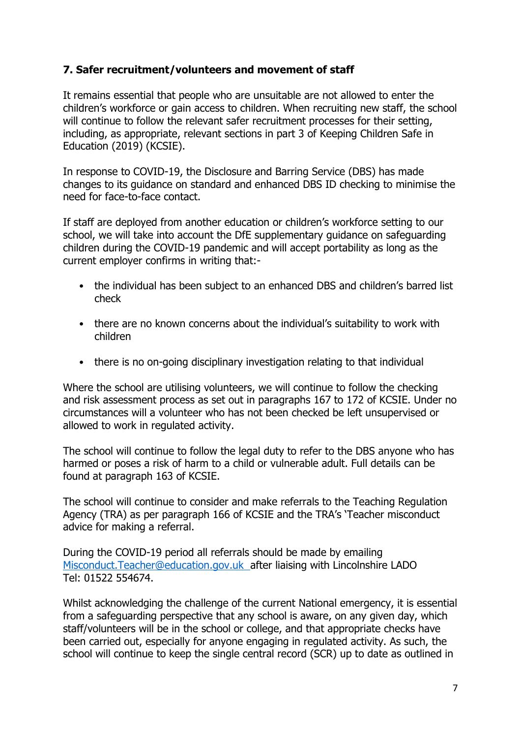## 7. Safer recruitment/volunteers and movement of staff

It remains essential that people who are unsuitable are not allowed to enter the children's workforce or gain access to children. When recruiting new staff, the school will continue to follow the relevant safer recruitment processes for their setting, including, as appropriate, relevant sections in part 3 of Keeping Children Safe in Education (2019) (KCSIE).

In response to COVID-19, the Disclosure and Barring Service (DBS) has made changes to its guidance on standard and enhanced DBS ID checking to minimise the need for face-to-face contact.

If staff are deployed from another education or children's workforce setting to our school, we will take into account the DfE supplementary guidance on safeguarding children during the COVID-19 pandemic and will accept portability as long as the current employer confirms in writing that:-

- the individual has been subject to an enhanced DBS and children's barred list check
- there are no known concerns about the individual's suitability to work with children
- there is no on-going disciplinary investigation relating to that individual

Where the school are utilising volunteers, we will continue to follow the checking and risk assessment process as set out in paragraphs 167 to 172 of KCSIE. Under no circumstances will a volunteer who has not been checked be left unsupervised or allowed to work in regulated activity.

The school will continue to follow the legal duty to refer to the DBS anyone who has harmed or poses a risk of harm to a child or vulnerable adult. Full details can be found at paragraph 163 of KCSIE.

The school will continue to consider and make referrals to the Teaching Regulation Agency (TRA) as per paragraph 166 of KCSIE and the TRA's 'Teacher misconduct advice for making a referral.

During the COVID-19 period all referrals should be made by emailing Misconduct.Teacher@education.gov.uk after liaising with Lincolnshire LADO Tel: 01522 554674.

Whilst acknowledging the challenge of the current National emergency, it is essential from a safeguarding perspective that any school is aware, on any given day, which staff/volunteers will be in the school or college, and that appropriate checks have been carried out, especially for anyone engaging in regulated activity. As such, the school will continue to keep the single central record (SCR) up to date as outlined in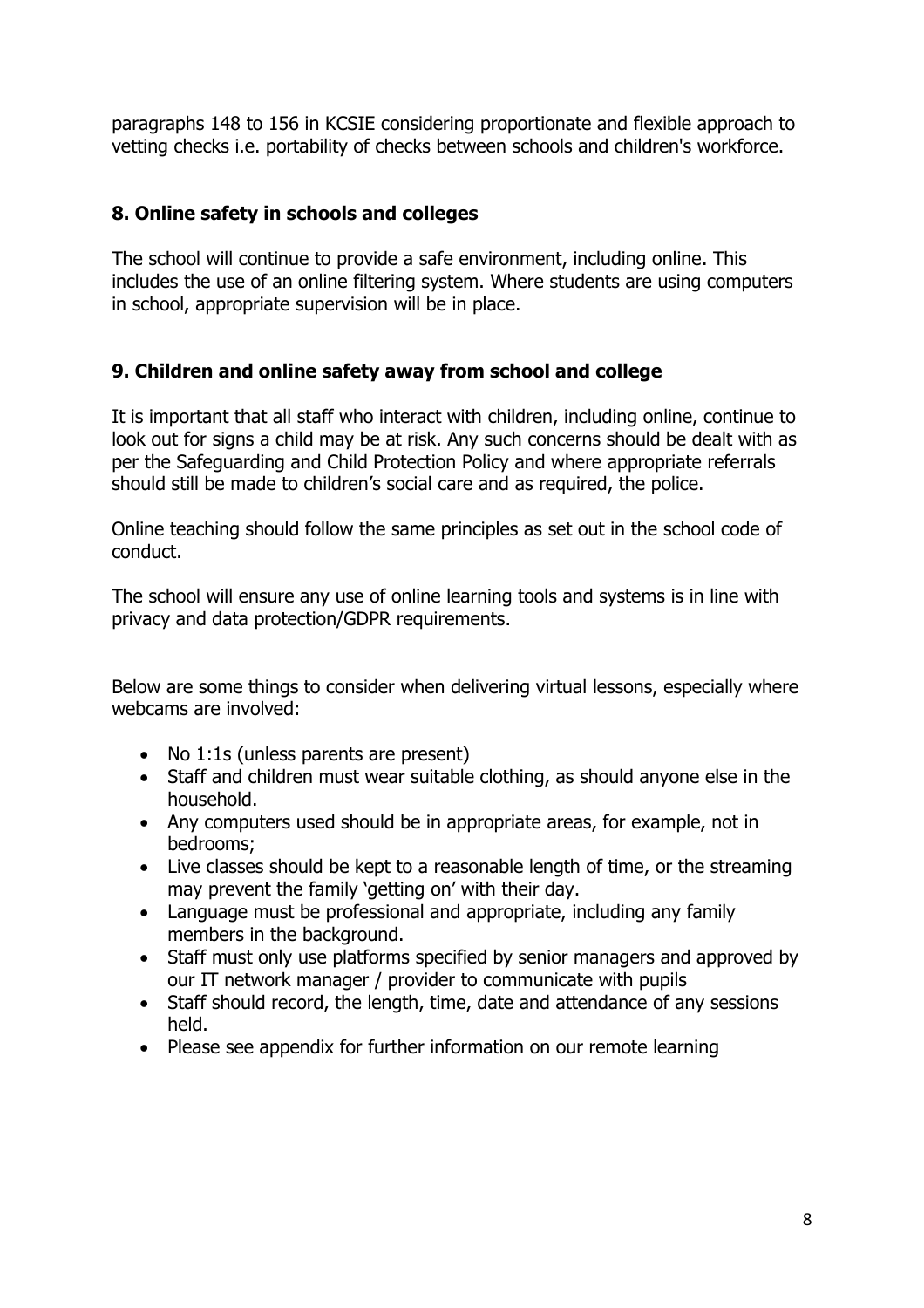paragraphs 148 to 156 in KCSIE considering proportionate and flexible approach to vetting checks i.e. portability of checks between schools and children's workforce.

## 8. Online safety in schools and colleges

The school will continue to provide a safe environment, including online. This includes the use of an online filtering system. Where students are using computers in school, appropriate supervision will be in place.

## 9. Children and online safety away from school and college

It is important that all staff who interact with children, including online, continue to look out for signs a child may be at risk. Any such concerns should be dealt with as per the Safeguarding and Child Protection Policy and where appropriate referrals should still be made to children's social care and as required, the police.

Online teaching should follow the same principles as set out in the school code of conduct.

The school will ensure any use of online learning tools and systems is in line with privacy and data protection/GDPR requirements.

Below are some things to consider when delivering virtual lessons, especially where webcams are involved:

- No 1:1s (unless parents are present)
- Staff and children must wear suitable clothing, as should anyone else in the household.
- Any computers used should be in appropriate areas, for example, not in bedrooms;
- Live classes should be kept to a reasonable length of time, or the streaming may prevent the family 'getting on' with their day.
- Language must be professional and appropriate, including any family members in the background.
- Staff must only use platforms specified by senior managers and approved by our IT network manager / provider to communicate with pupils
- Staff should record, the length, time, date and attendance of any sessions held.
- Please see appendix for further information on our remote learning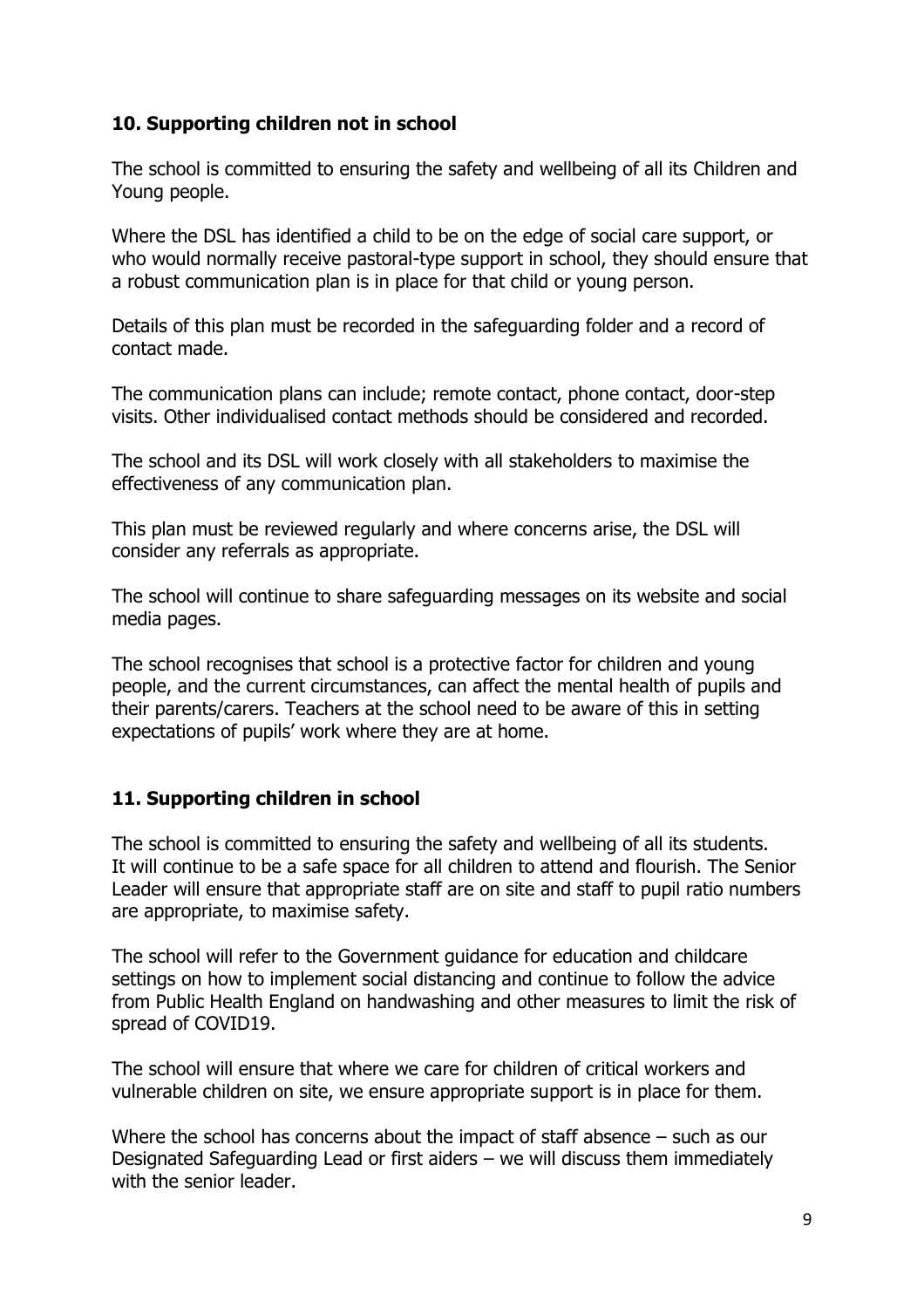### 10. Supporting children not in school

The school is committed to ensuring the safety and wellbeing of all its Children and Young people.

Where the DSL has identified a child to be on the edge of social care support, or who would normally receive pastoral-type support in school, they should ensure that a robust communication plan is in place for that child or young person.

Details of this plan must be recorded in the safeguarding folder and a record of contact made.

The communication plans can include; remote contact, phone contact, door-step visits. Other individualised contact methods should be considered and recorded.

The school and its DSL will work closely with all stakeholders to maximise the effectiveness of any communication plan.

This plan must be reviewed regularly and where concerns arise, the DSL will consider any referrals as appropriate.

The school will continue to share safeguarding messages on its website and social media pages.

The school recognises that school is a protective factor for children and young people, and the current circumstances, can affect the mental health of pupils and their parents/carers. Teachers at the school need to be aware of this in setting expectations of pupils' work where they are at home.

### 11. Supporting children in school

The school is committed to ensuring the safety and wellbeing of all its students. It will continue to be a safe space for all children to attend and flourish. The Senior Leader will ensure that appropriate staff are on site and staff to pupil ratio numbers are appropriate, to maximise safety.

The school will refer to the Government guidance for education and childcare settings on how to implement social distancing and continue to follow the advice from Public Health England on handwashing and other measures to limit the risk of spread of COVID19.

The school will ensure that where we care for children of critical workers and vulnerable children on site, we ensure appropriate support is in place for them.

Where the school has concerns about the impact of staff absence – such as our Designated Safeguarding Lead or first aiders – we will discuss them immediately with the senior leader.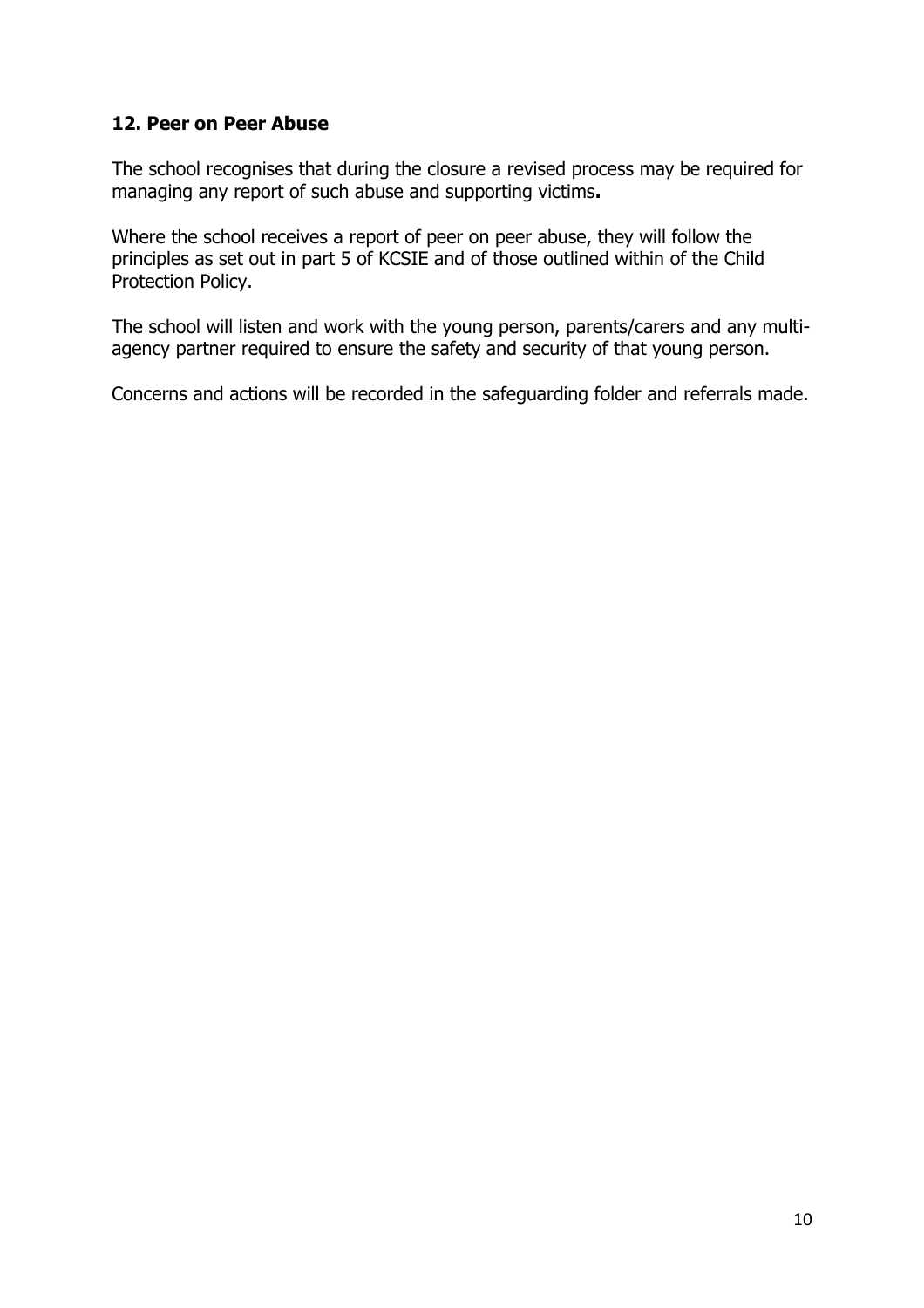## 12. Peer on Peer Abuse

The school recognises that during the closure a revised process may be required for managing any report of such abuse and supporting victims**.**

Where the school receives a report of peer on peer abuse, they will follow the principles as set out in part 5 of KCSIE and of those outlined within of the Child Protection Policy.

The school will listen and work with the young person, parents/carers and any multi-agency partner required to ensure the safety and security of that young person.

Concerns and actions will be recorded in the safeguarding folder and referrals made.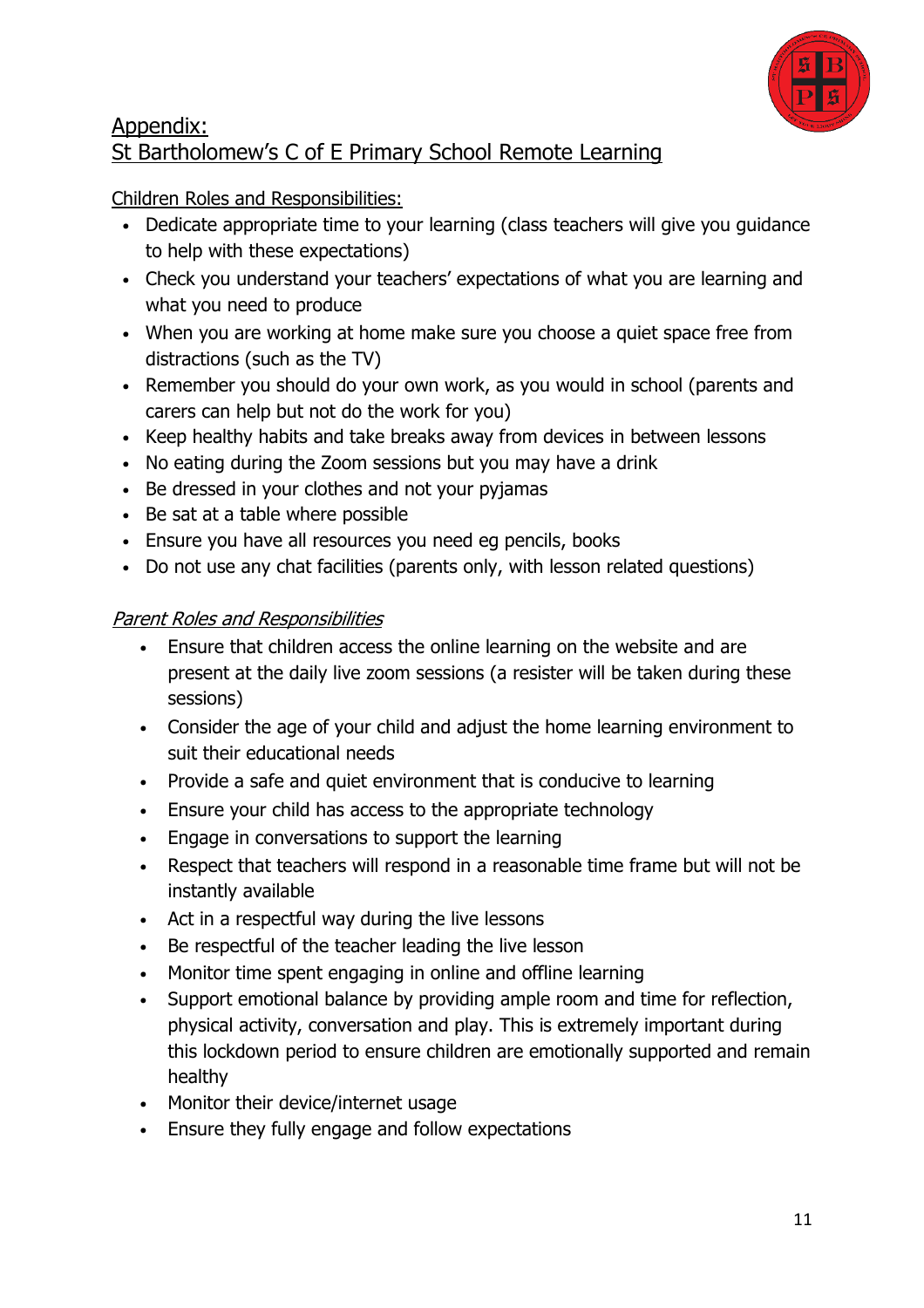## Appendix:
## St Bartholomew's C of E Primary School Remote Learning

Children Roles and Responsibilities:

- Dedicate appropriate time to your learning (class teachers will give you guidance to help with these expectations)
- Check you understand your teachers' expectations of what you are learning and what you need to produce
- When you are working at home make sure you choose a quiet space free from distractions (such as the TV)
- Remember you should do your own work, as you would in school (parents and carers can help but not do the work for you)
- Keep healthy habits and take breaks away from devices in between lessons
- No eating during the Zoom sessions but you may have a drink
- Be dressed in your clothes and not your pyjamas
- Be sat at a table where possible
- Ensure you have all resources you need eg pencils, books
- Do not use any chat facilities (parents only, with lesson related questions)

*Parent Roles and Responsibilities*

- Ensure that children access the online learning on the website and are present at the daily live zoom sessions (a resister will be taken during these sessions)
- Consider the age of your child and adjust the home learning environment to suit their educational needs
- Provide a safe and quiet environment that is conducive to learning
- Ensure your child has access to the appropriate technology
- Engage in conversations to support the learning
- Respect that teachers will respond in a reasonable time frame but will not be instantly available
- Act in a respectful way during the live lessons
- Be respectful of the teacher leading the live lesson
- Monitor time spent engaging in online and offline learning
- Support emotional balance by providing ample room and time for reflection, physical activity, conversation and play. This is extremely important during this lockdown period to ensure children are emotionally supported and remain healthy
- Monitor their device/internet usage
- Ensure they fully engage and follow expectations